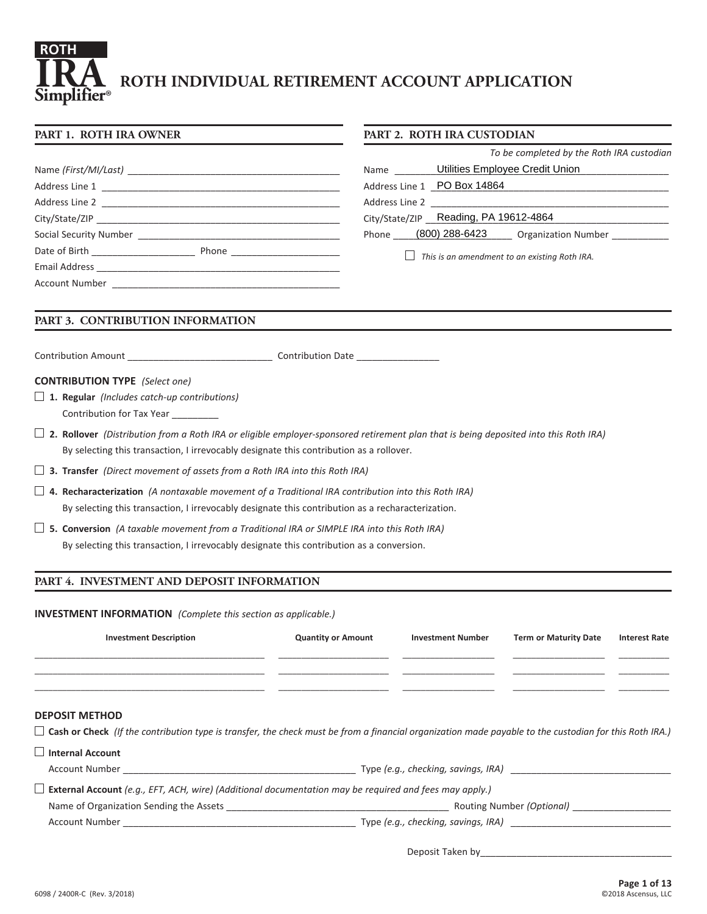**ROTH IRA Simplifier®**

# ROTH INDIVIDUAL RETIREMENT ACCOUNT APPLICATION

## PART 1. ROTH IRA OWNER

Name *(First/MI/Last)* ______________________________

Address Line 1 ______________________________

Address Line 2 ______________________________

City/State/ZIP ______________________________

Social Security Number ______________________________

Date of Birth ____________________ Phone ____________________

Email Address ______________________________

Account Number ______________________________

## PART 2. ROTH IRA CUSTODIAN

*To be completed by the Roth IRA custodian*

Name Utilities Employee Credit Union

Address Line 1 PO Box 14864

Address Line 2 ______________________________

City/State/ZIP Reading, PA 19612-4864

Phone (800) 288-6423 Organization Number __________

☐ *This is an amendment to an existing Roth IRA.*

## PART 3. CONTRIBUTION INFORMATION

Contribution Amount ____________________________ Contribution Date _______________

**CONTRIBUTION TYPE** *(Select one)*

☐ **1. Regular** *(Includes catch-up contributions)*
Contribution for Tax Year _________

☐ **2. Rollover** *(Distribution from a Roth IRA or eligible employer-sponsored retirement plan that is being deposited into this Roth IRA)*
By selecting this transaction, I irrevocably designate this contribution as a rollover.

☐ **3. Transfer** *(Direct movement of assets from a Roth IRA into this Roth IRA)*

☐ **4. Recharacterization** *(A nontaxable movement of a Traditional IRA contribution into this Roth IRA)*
By selecting this transaction, I irrevocably designate this contribution as a recharacterization.

☐ **5. Conversion** *(A taxable movement from a Traditional IRA or SIMPLE IRA into this Roth IRA)*
By selecting this transaction, I irrevocably designate this contribution as a conversion.

## PART 4. INVESTMENT AND DEPOSIT INFORMATION

**INVESTMENT INFORMATION** *(Complete this section as applicable.)*

| Investment Description | Quantity or Amount | Investment Number | Term or Maturity Date | Interest Rate |
|---|---|---|---|---|
| | | | | |
| | | | | |
| | | | | |

**DEPOSIT METHOD**

☐ **Cash or Check** *(If the contribution type is transfer, the check must be from a financial organization made payable to the custodian for this Roth IRA.)*

☐ **Internal Account**
Account Number ______________________________ Type *(e.g., checking, savings, IRA)* ______________________________

☐ **External Account** *(e.g., EFT, ACH, wire) (Additional documentation may be required and fees may apply.)*
Name of Organization Sending the Assets ______________________________ Routing Number *(Optional)* __________________
Account Number ______________________________ Type *(e.g., checking, savings, IRA)* ______________________________

Deposit Taken by______________________________

6098 / 2400R-C (Rev. 3/2018) ©2018 Ascensus, LLC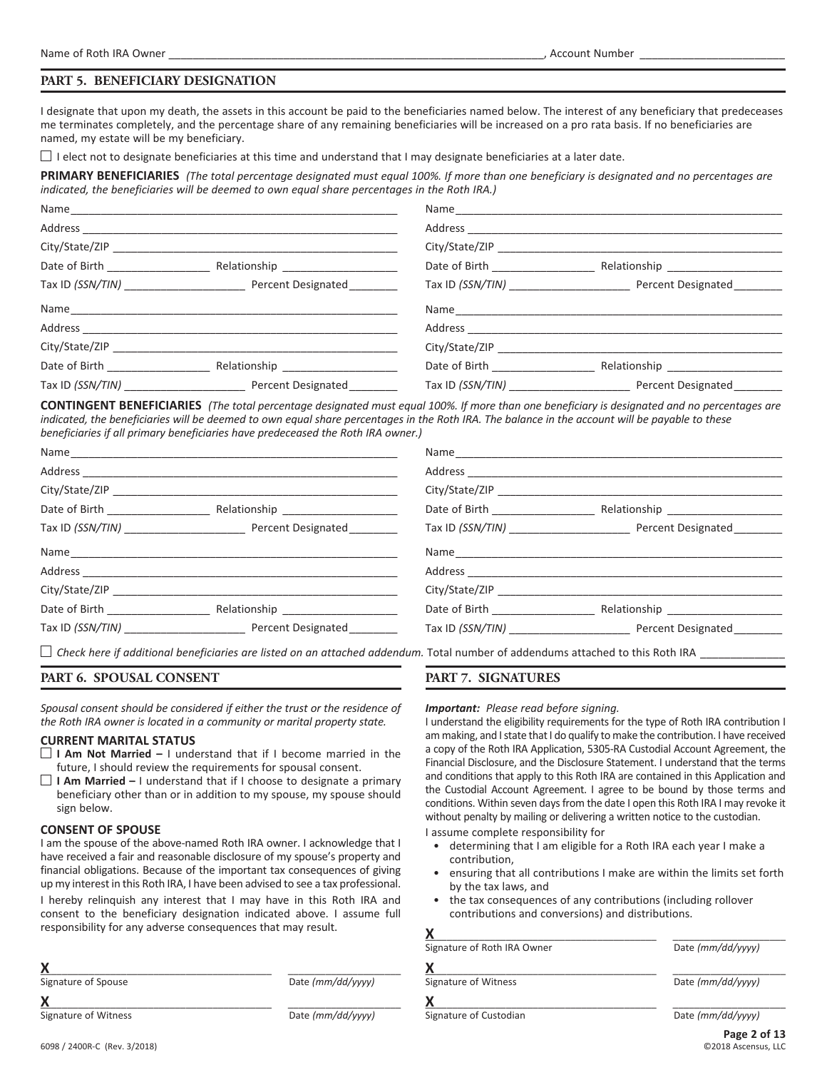Name of Roth IRA Owner ______________________________________________________________, Account Number ______________________

## PART 5. BENEFICIARY DESIGNATION

I designate that upon my death, the assets in this account be paid to the beneficiaries named below. The interest of any beneficiary that predeceases me terminates completely, and the percentage share of any remaining beneficiaries will be increased on a pro rata basis. If no beneficiaries are named, my estate will be my beneficiary.

☐ I elect not to designate beneficiaries at this time and understand that I may designate beneficiaries at a later date.

**PRIMARY BENEFICIARIES** *(The total percentage designated must equal 100%. If more than one beneficiary is designated and no percentages are indicated, the beneficiaries will be deemed to own equal share percentages in the Roth IRA.)*

Name______________________________________________________
Address ____________________________________________________
City/State/ZIP ______________________________________________
Date of Birth ________________ Relationship __________________
Tax ID *(SSN/TIN)* ___________________ Percent Designated_______

Name______________________________________________________
Address ____________________________________________________
City/State/ZIP ______________________________________________
Date of Birth ________________ Relationship __________________
Tax ID *(SSN/TIN)* ___________________ Percent Designated_______

Name______________________________________________________
Address ____________________________________________________
City/State/ZIP ______________________________________________
Date of Birth ________________ Relationship __________________
Tax ID *(SSN/TIN)* ___________________ Percent Designated_______

Name______________________________________________________
Address ____________________________________________________
City/State/ZIP ______________________________________________
Date of Birth ________________ Relationship __________________
Tax ID *(SSN/TIN)* ___________________ Percent Designated_______

**CONTINGENT BENEFICIARIES** *(The total percentage designated must equal 100%. If more than one beneficiary is designated and no percentages are indicated, the beneficiaries will be deemed to own equal share percentages in the Roth IRA. The balance in the account will be payable to these beneficiaries if all primary beneficiaries have predeceased the Roth IRA owner.)*

Name______________________________________________________
Address ____________________________________________________
City/State/ZIP ______________________________________________
Date of Birth ________________ Relationship __________________
Tax ID *(SSN/TIN)* ___________________ Percent Designated_______

Name______________________________________________________
Address ____________________________________________________
City/State/ZIP ______________________________________________
Date of Birth ________________ Relationship __________________
Tax ID *(SSN/TIN)* ___________________ Percent Designated_______

Name______________________________________________________
Address ____________________________________________________
City/State/ZIP ______________________________________________
Date of Birth ________________ Relationship __________________
Tax ID *(SSN/TIN)* ___________________ Percent Designated_______

Name______________________________________________________
Address ____________________________________________________
City/State/ZIP ______________________________________________
Date of Birth ________________ Relationship __________________
Tax ID *(SSN/TIN)* ___________________ Percent Designated_______

☐ *Check here if additional beneficiaries are listed on an attached addendum.* Total number of addendums attached to this Roth IRA _____________

## PART 6. SPOUSAL CONSENT

*Spousal consent should be considered if either the trust or the residence of the Roth IRA owner is located in a community or marital property state.*

### CURRENT MARITAL STATUS

☐ **I Am Not Married –** I understand that if I become married in the future, I should review the requirements for spousal consent.

☐ **I Am Married –** I understand that if I choose to designate a primary beneficiary other than or in addition to my spouse, my spouse should sign below.

### CONSENT OF SPOUSE

I am the spouse of the above-named Roth IRA owner. I acknowledge that I have received a fair and reasonable disclosure of my spouse's property and financial obligations. Because of the important tax consequences of giving up my interest in this Roth IRA, I have been advised to see a tax professional.

I hereby relinquish any interest that I may have in this Roth IRA and consent to the beneficiary designation indicated above. I assume full responsibility for any adverse consequences that may result.

**X**__________________________________ ________________
Signature of Spouse Date *(mm/dd/yyyy)*

**X**__________________________________ ________________
Signature of Witness Date *(mm/dd/yyyy)*

## PART 7. SIGNATURES

***Important:** Please read before signing.*

I understand the eligibility requirements for the type of Roth IRA contribution I am making, and I state that I do qualify to make the contribution. I have received a copy of the Roth IRA Application, 5305-RA Custodial Account Agreement, the Financial Disclosure, and the Disclosure Statement. I understand that the terms and conditions that apply to this Roth IRA are contained in this Application and the Custodial Account Agreement. I agree to be bound by those terms and conditions. Within seven days from the date I open this Roth IRA I may revoke it without penalty by mailing or delivering a written notice to the custodian.

I assume complete responsibility for

- determining that I am eligible for a Roth IRA each year I make a contribution,
- ensuring that all contributions I make are within the limits set forth by the tax laws, and
- the tax consequences of any contributions (including rollover contributions and conversions) and distributions.

**X**__________________________________ ________________
Signature of Roth IRA Owner Date *(mm/dd/yyyy)*

**X**__________________________________ ________________
Signature of Witness Date *(mm/dd/yyyy)*

**X**__________________________________ ________________
Signature of Custodian Date *(mm/dd/yyyy)*

6098 / 2400R-C (Rev. 3/2018) ©2018 Ascensus, LLC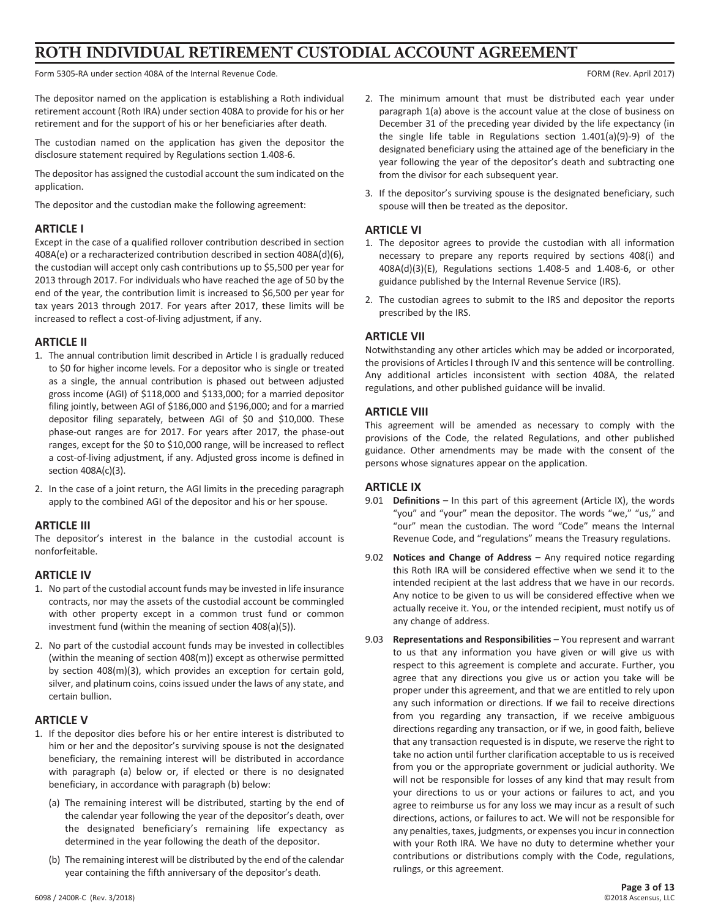# ROTH INDIVIDUAL RETIREMENT CUSTODIAL ACCOUNT AGREEMENT

Form 5305-RA under section 408A of the Internal Revenue Code. FORM (Rev. April 2017)

The depositor named on the application is establishing a Roth individual retirement account (Roth IRA) under section 408A to provide for his or her retirement and for the support of his or her beneficiaries after death.

The custodian named on the application has given the depositor the disclosure statement required by Regulations section 1.408-6.

The depositor has assigned the custodial account the sum indicated on the application.

The depositor and the custodian make the following agreement:

## ARTICLE I

Except in the case of a qualified rollover contribution described in section 408A(e) or a recharacterized contribution described in section 408A(d)(6), the custodian will accept only cash contributions up to $5,500 per year for 2013 through 2017. For individuals who have reached the age of 50 by the end of the year, the contribution limit is increased to $6,500 per year for tax years 2013 through 2017. For years after 2017, these limits will be increased to reflect a cost-of-living adjustment, if any.

## ARTICLE II

1. The annual contribution limit described in Article I is gradually reduced to $0 for higher income levels. For a depositor who is single or treated as a single, the annual contribution is phased out between adjusted gross income (AGI) of $118,000 and $133,000; for a married depositor filing jointly, between AGI of $186,000 and $196,000; and for a married depositor filing separately, between AGI of $0 and $10,000. These phase-out ranges are for 2017. For years after 2017, the phase-out ranges, except for the $0 to $10,000 range, will be increased to reflect a cost-of-living adjustment, if any. Adjusted gross income is defined in section 408A(c)(3).
2. In the case of a joint return, the AGI limits in the preceding paragraph apply to the combined AGI of the depositor and his or her spouse.

## ARTICLE III

The depositor's interest in the balance in the custodial account is nonforfeitable.

## ARTICLE IV

1. No part of the custodial account funds may be invested in life insurance contracts, nor may the assets of the custodial account be commingled with other property except in a common trust fund or common investment fund (within the meaning of section 408(a)(5)).
2. No part of the custodial account funds may be invested in collectibles (within the meaning of section 408(m)) except as otherwise permitted by section 408(m)(3), which provides an exception for certain gold, silver, and platinum coins, coins issued under the laws of any state, and certain bullion.

## ARTICLE V

1. If the depositor dies before his or her entire interest is distributed to him or her and the depositor's surviving spouse is not the designated beneficiary, the remaining interest will be distributed in accordance with paragraph (a) below or, if elected or there is no designated beneficiary, in accordance with paragraph (b) below:
   - (a) The remaining interest will be distributed, starting by the end of the calendar year following the year of the depositor's death, over the designated beneficiary's remaining life expectancy as determined in the year following the death of the depositor.
   - (b) The remaining interest will be distributed by the end of the calendar year containing the fifth anniversary of the depositor's death.
2. The minimum amount that must be distributed each year under paragraph 1(a) above is the account value at the close of business on December 31 of the preceding year divided by the life expectancy (in the single life table in Regulations section 1.401(a)(9)-9) of the designated beneficiary using the attained age of the beneficiary in the year following the year of the depositor's death and subtracting one from the divisor for each subsequent year.
3. If the depositor's surviving spouse is the designated beneficiary, such spouse will then be treated as the depositor.

## ARTICLE VI

1. The depositor agrees to provide the custodian with all information necessary to prepare any reports required by sections 408(i) and 408A(d)(3)(E), Regulations sections 1.408-5 and 1.408-6, or other guidance published by the Internal Revenue Service (IRS).
2. The custodian agrees to submit to the IRS and depositor the reports prescribed by the IRS.

## ARTICLE VII

Notwithstanding any other articles which may be added or incorporated, the provisions of Articles I through IV and this sentence will be controlling. Any additional articles inconsistent with section 408A, the related regulations, and other published guidance will be invalid.

## ARTICLE VIII

This agreement will be amended as necessary to comply with the provisions of the Code, the related Regulations, and other published guidance. Other amendments may be made with the consent of the persons whose signatures appear on the application.

## ARTICLE IX

9.01 **Definitions –** In this part of this agreement (Article IX), the words "you" and "your" mean the depositor. The words "we," "us," and "our" mean the custodian. The word "Code" means the Internal Revenue Code, and "regulations" means the Treasury regulations.

9.02 **Notices and Change of Address –** Any required notice regarding this Roth IRA will be considered effective when we send it to the intended recipient at the last address that we have in our records. Any notice to be given to us will be considered effective when we actually receive it. You, or the intended recipient, must notify us of any change of address.

9.03 **Representations and Responsibilities –** You represent and warrant to us that any information you have given or will give us with respect to this agreement is complete and accurate. Further, you agree that any directions you give us or action you take will be proper under this agreement, and that we are entitled to rely upon any such information or directions. If we fail to receive directions from you regarding any transaction, if we receive ambiguous directions regarding any transaction, or if we, in good faith, believe that any transaction requested is in dispute, we reserve the right to take no action until further clarification acceptable to us is received from you or the appropriate government or judicial authority. We will not be responsible for losses of any kind that may result from your directions to us or your actions or failures to act, and you agree to reimburse us for any loss we may incur as a result of such directions, actions, or failures to act. We will not be responsible for any penalties, taxes, judgments, or expenses you incur in connection with your Roth IRA. We have no duty to determine whether your contributions or distributions comply with the Code, regulations, rulings, or this agreement.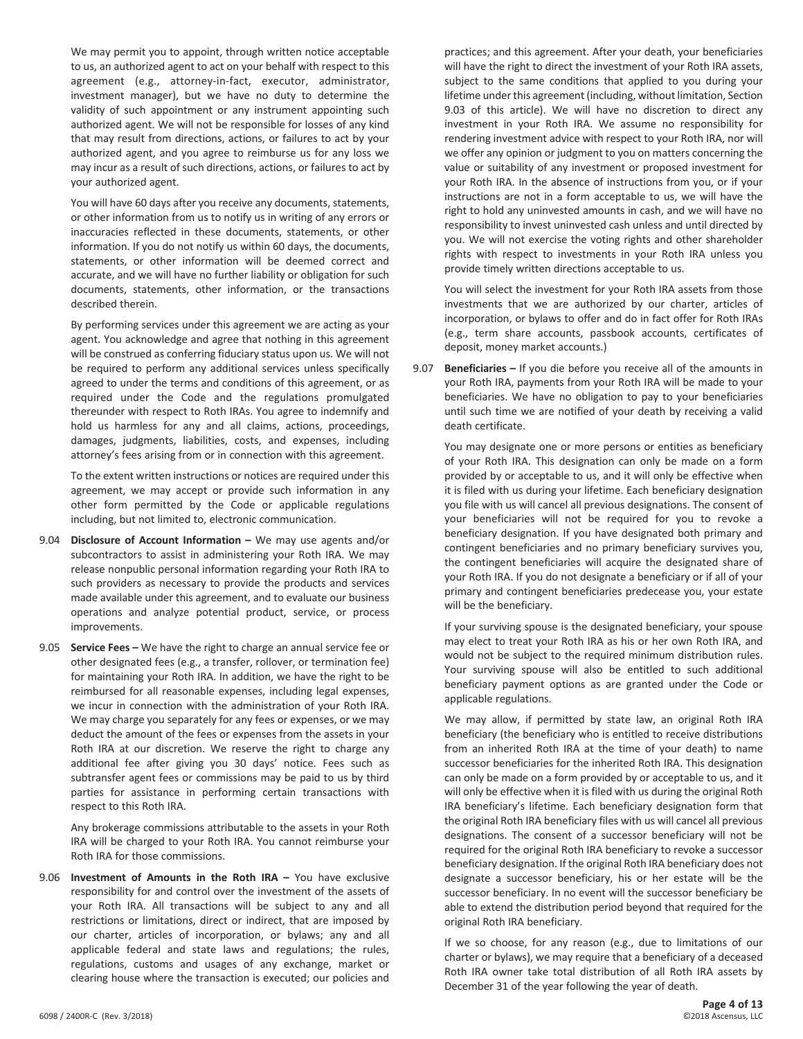We may permit you to appoint, through written notice acceptable to us, an authorized agent to act on your behalf with respect to this agreement (e.g., attorney-in-fact, executor, administrator, investment manager), but we have no duty to determine the validity of such appointment or any instrument appointing such authorized agent. We will not be responsible for losses of any kind that may result from directions, actions, or failures to act by your authorized agent, and you agree to reimburse us for any loss we may incur as a result of such directions, actions, or failures to act by your authorized agent.

You will have 60 days after you receive any documents, statements, or other information from us to notify us in writing of any errors or inaccuracies reflected in these documents, statements, or other information. If you do not notify us within 60 days, the documents, statements, or other information will be deemed correct and accurate, and we will have no further liability or obligation for such documents, statements, other information, or the transactions described therein.

By performing services under this agreement we are acting as your agent. You acknowledge and agree that nothing in this agreement will be construed as conferring fiduciary status upon us. We will not be required to perform any additional services unless specifically agreed to under the terms and conditions of this agreement, or as required under the Code and the regulations promulgated thereunder with respect to Roth IRAs. You agree to indemnify and hold us harmless for any and all claims, actions, proceedings, damages, judgments, liabilities, costs, and expenses, including attorney's fees arising from or in connection with this agreement.

To the extent written instructions or notices are required under this agreement, we may accept or provide such information in any other form permitted by the Code or applicable regulations including, but not limited to, electronic communication.

9.04 **Disclosure of Account Information –** We may use agents and/or subcontractors to assist in administering your Roth IRA. We may release nonpublic personal information regarding your Roth IRA to such providers as necessary to provide the products and services made available under this agreement, and to evaluate our business operations and analyze potential product, service, or process improvements.

9.05 **Service Fees –** We have the right to charge an annual service fee or other designated fees (e.g., a transfer, rollover, or termination fee) for maintaining your Roth IRA. In addition, we have the right to be reimbursed for all reasonable expenses, including legal expenses, we incur in connection with the administration of your Roth IRA. We may charge you separately for any fees or expenses, or we may deduct the amount of the fees or expenses from the assets in your Roth IRA at our discretion. We reserve the right to charge any additional fee after giving you 30 days' notice. Fees such as subtransfer agent fees or commissions may be paid to us by third parties for assistance in performing certain transactions with respect to this Roth IRA.

Any brokerage commissions attributable to the assets in your Roth IRA will be charged to your Roth IRA. You cannot reimburse your Roth IRA for those commissions.

9.06 **Investment of Amounts in the Roth IRA –** You have exclusive responsibility for and control over the investment of the assets of your Roth IRA. All transactions will be subject to any and all restrictions or limitations, direct or indirect, that are imposed by our charter, articles of incorporation, or bylaws; any and all applicable federal and state laws and regulations; the rules, regulations, customs and usages of any exchange, market or clearing house where the transaction is executed; our policies and practices; and this agreement. After your death, your beneficiaries will have the right to direct the investment of your Roth IRA assets, subject to the same conditions that applied to you during your lifetime under this agreement (including, without limitation, Section 9.03 of this article). We will have no discretion to direct any investment in your Roth IRA. We assume no responsibility for rendering investment advice with respect to your Roth IRA, nor will we offer any opinion or judgment to you on matters concerning the value or suitability of any investment or proposed investment for your Roth IRA. In the absence of instructions from you, or if your instructions are not in a form acceptable to us, we will have the right to hold any uninvested amounts in cash, and we will have no responsibility to invest uninvested cash unless and until directed by you. We will not exercise the voting rights and other shareholder rights with respect to investments in your Roth IRA unless you provide timely written directions acceptable to us.

You will select the investment for your Roth IRA assets from those investments that we are authorized by our charter, articles of incorporation, or bylaws to offer and do in fact offer for Roth IRAs (e.g., term share accounts, passbook accounts, certificates of deposit, money market accounts.)

9.07 **Beneficiaries –** If you die before you receive all of the amounts in your Roth IRA, payments from your Roth IRA will be made to your beneficiaries. We have no obligation to pay to your beneficiaries until such time we are notified of your death by receiving a valid death certificate.

You may designate one or more persons or entities as beneficiary of your Roth IRA. This designation can only be made on a form provided by or acceptable to us, and it will only be effective when it is filed with us during your lifetime. Each beneficiary designation you file with us will cancel all previous designations. The consent of your beneficiaries will not be required for you to revoke a beneficiary designation. If you have designated both primary and contingent beneficiaries and no primary beneficiary survives you, the contingent beneficiaries will acquire the designated share of your Roth IRA. If you do not designate a beneficiary or if all of your primary and contingent beneficiaries predecease you, your estate will be the beneficiary.

If your surviving spouse is the designated beneficiary, your spouse may elect to treat your Roth IRA as his or her own Roth IRA, and would not be subject to the required minimum distribution rules. Your surviving spouse will also be entitled to such additional beneficiary payment options as are granted under the Code or applicable regulations.

We may allow, if permitted by state law, an original Roth IRA beneficiary (the beneficiary who is entitled to receive distributions from an inherited Roth IRA at the time of your death) to name successor beneficiaries for the inherited Roth IRA. This designation can only be made on a form provided by or acceptable to us, and it will only be effective when it is filed with us during the original Roth IRA beneficiary's lifetime. Each beneficiary designation form that the original Roth IRA beneficiary files with us will cancel all previous designations. The consent of a successor beneficiary will not be required for the original Roth IRA beneficiary to revoke a successor beneficiary designation. If the original Roth IRA beneficiary does not designate a successor beneficiary, his or her estate will be the successor beneficiary. In no event will the successor beneficiary be able to extend the distribution period beyond that required for the original Roth IRA beneficiary.

If we so choose, for any reason (e.g., due to limitations of our charter or bylaws), we may require that a beneficiary of a deceased Roth IRA owner take total distribution of all Roth IRA assets by December 31 of the year following the year of death.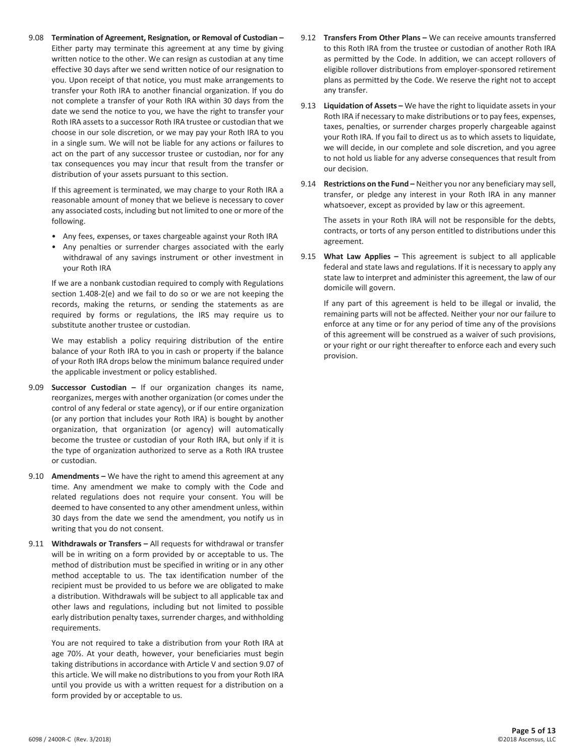9.08 **Termination of Agreement, Resignation, or Removal of Custodian –** Either party may terminate this agreement at any time by giving written notice to the other. We can resign as custodian at any time effective 30 days after we send written notice of our resignation to you. Upon receipt of that notice, you must make arrangements to transfer your Roth IRA to another financial organization. If you do not complete a transfer of your Roth IRA within 30 days from the date we send the notice to you, we have the right to transfer your Roth IRA assets to a successor Roth IRA trustee or custodian that we choose in our sole discretion, or we may pay your Roth IRA to you in a single sum. We will not be liable for any actions or failures to act on the part of any successor trustee or custodian, nor for any tax consequences you may incur that result from the transfer or distribution of your assets pursuant to this section.

If this agreement is terminated, we may charge to your Roth IRA a reasonable amount of money that we believe is necessary to cover any associated costs, including but not limited to one or more of the following.

- Any fees, expenses, or taxes chargeable against your Roth IRA
- Any penalties or surrender charges associated with the early withdrawal of any savings instrument or other investment in your Roth IRA

If we are a nonbank custodian required to comply with Regulations section 1.408-2(e) and we fail to do so or we are not keeping the records, making the returns, or sending the statements as are required by forms or regulations, the IRS may require us to substitute another trustee or custodian.

We may establish a policy requiring distribution of the entire balance of your Roth IRA to you in cash or property if the balance of your Roth IRA drops below the minimum balance required under the applicable investment or policy established.

9.09 **Successor Custodian –** If our organization changes its name, reorganizes, merges with another organization (or comes under the control of any federal or state agency), or if our entire organization (or any portion that includes your Roth IRA) is bought by another organization, that organization (or agency) will automatically become the trustee or custodian of your Roth IRA, but only if it is the type of organization authorized to serve as a Roth IRA trustee or custodian.

9.10 **Amendments –** We have the right to amend this agreement at any time. Any amendment we make to comply with the Code and related regulations does not require your consent. You will be deemed to have consented to any other amendment unless, within 30 days from the date we send the amendment, you notify us in writing that you do not consent.

9.11 **Withdrawals or Transfers –** All requests for withdrawal or transfer will be in writing on a form provided by or acceptable to us. The method of distribution must be specified in writing or in any other method acceptable to us. The tax identification number of the recipient must be provided to us before we are obligated to make a distribution. Withdrawals will be subject to all applicable tax and other laws and regulations, including but not limited to possible early distribution penalty taxes, surrender charges, and withholding requirements.

You are not required to take a distribution from your Roth IRA at age 70½. At your death, however, your beneficiaries must begin taking distributions in accordance with Article V and section 9.07 of this article. We will make no distributions to you from your Roth IRA until you provide us with a written request for a distribution on a form provided by or acceptable to us.

9.12 **Transfers From Other Plans –** We can receive amounts transferred to this Roth IRA from the trustee or custodian of another Roth IRA as permitted by the Code. In addition, we can accept rollovers of eligible rollover distributions from employer-sponsored retirement plans as permitted by the Code. We reserve the right not to accept any transfer.

9.13 **Liquidation of Assets –** We have the right to liquidate assets in your Roth IRA if necessary to make distributions or to pay fees, expenses, taxes, penalties, or surrender charges properly chargeable against your Roth IRA. If you fail to direct us as to which assets to liquidate, we will decide, in our complete and sole discretion, and you agree to not hold us liable for any adverse consequences that result from our decision.

9.14 **Restrictions on the Fund –** Neither you nor any beneficiary may sell, transfer, or pledge any interest in your Roth IRA in any manner whatsoever, except as provided by law or this agreement.

The assets in your Roth IRA will not be responsible for the debts, contracts, or torts of any person entitled to distributions under this agreement.

9.15 **What Law Applies –** This agreement is subject to all applicable federal and state laws and regulations. If it is necessary to apply any state law to interpret and administer this agreement, the law of our domicile will govern.

If any part of this agreement is held to be illegal or invalid, the remaining parts will not be affected. Neither your nor our failure to enforce at any time or for any period of time any of the provisions of this agreement will be construed as a waiver of such provisions, or your right or our right thereafter to enforce each and every such provision.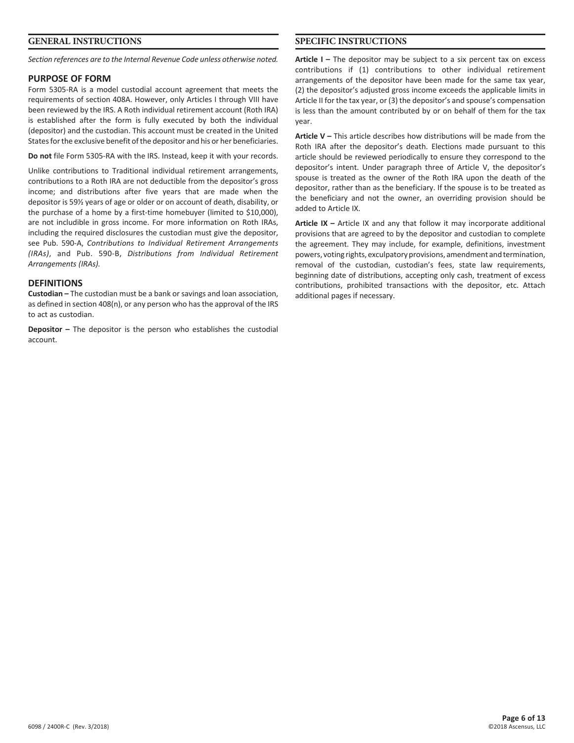## GENERAL INSTRUCTIONS

*Section references are to the Internal Revenue Code unless otherwise noted.*

### PURPOSE OF FORM

Form 5305-RA is a model custodial account agreement that meets the requirements of section 408A. However, only Articles I through VIII have been reviewed by the IRS. A Roth individual retirement account (Roth IRA) is established after the form is fully executed by both the individual (depositor) and the custodian. This account must be created in the United States for the exclusive benefit of the depositor and his or her beneficiaries.

**Do not** file Form 5305-RA with the IRS. Instead, keep it with your records.

Unlike contributions to Traditional individual retirement arrangements, contributions to a Roth IRA are not deductible from the depositor's gross income; and distributions after five years that are made when the depositor is 59½ years of age or older or on account of death, disability, or the purchase of a home by a first-time homebuyer (limited to $10,000), are not includible in gross income. For more information on Roth IRAs, including the required disclosures the custodian must give the depositor, see Pub. 590-A, *Contributions to Individual Retirement Arrangements (IRAs)*, and Pub. 590-B, *Distributions from Individual Retirement Arrangements (IRAs).*

### DEFINITIONS

**Custodian –** The custodian must be a bank or savings and loan association, as defined in section 408(n), or any person who has the approval of the IRS to act as custodian.

**Depositor –** The depositor is the person who establishes the custodial account.

## SPECIFIC INSTRUCTIONS

**Article I –** The depositor may be subject to a six percent tax on excess contributions if (1) contributions to other individual retirement arrangements of the depositor have been made for the same tax year, (2) the depositor's adjusted gross income exceeds the applicable limits in Article II for the tax year, or (3) the depositor's and spouse's compensation is less than the amount contributed by or on behalf of them for the tax year.

**Article V –** This article describes how distributions will be made from the Roth IRA after the depositor's death. Elections made pursuant to this article should be reviewed periodically to ensure they correspond to the depositor's intent. Under paragraph three of Article V, the depositor's spouse is treated as the owner of the Roth IRA upon the death of the depositor, rather than as the beneficiary. If the spouse is to be treated as the beneficiary and not the owner, an overriding provision should be added to Article IX.

**Article IX –** Article IX and any that follow it may incorporate additional provisions that are agreed to by the depositor and custodian to complete the agreement. They may include, for example, definitions, investment powers, voting rights, exculpatory provisions, amendment and termination, removal of the custodian, custodian's fees, state law requirements, beginning date of distributions, accepting only cash, treatment of excess contributions, prohibited transactions with the depositor, etc. Attach additional pages if necessary.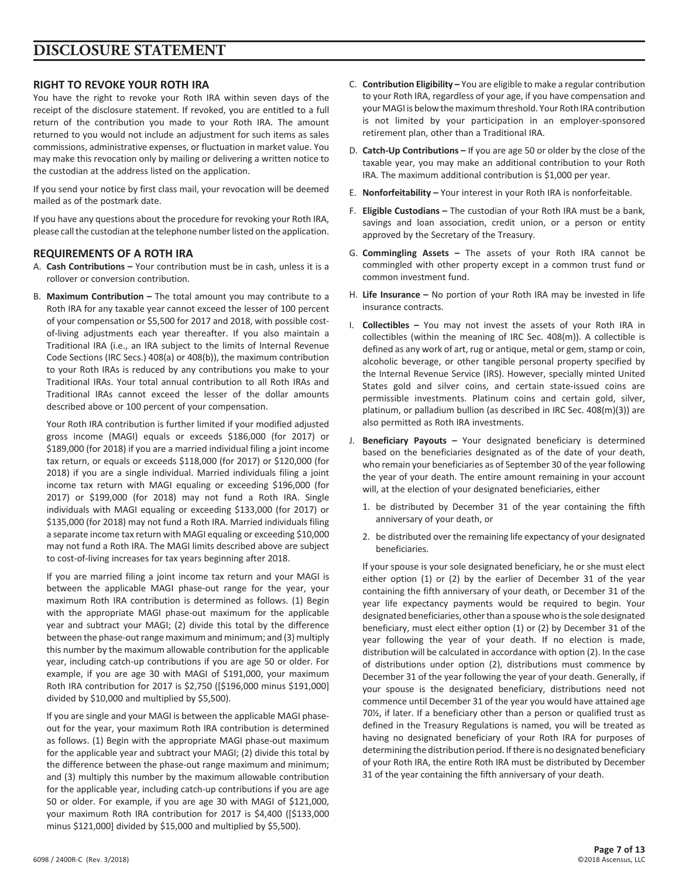# DISCLOSURE STATEMENT

## RIGHT TO REVOKE YOUR ROTH IRA

You have the right to revoke your Roth IRA within seven days of the receipt of the disclosure statement. If revoked, you are entitled to a full return of the contribution you made to your Roth IRA. The amount returned to you would not include an adjustment for such items as sales commissions, administrative expenses, or fluctuation in market value. You may make this revocation only by mailing or delivering a written notice to the custodian at the address listed on the application.

If you send your notice by first class mail, your revocation will be deemed mailed as of the postmark date.

If you have any questions about the procedure for revoking your Roth IRA, please call the custodian at the telephone number listed on the application.

## REQUIREMENTS OF A ROTH IRA

A. **Cash Contributions –** Your contribution must be in cash, unless it is a rollover or conversion contribution.

B. **Maximum Contribution –** The total amount you may contribute to a Roth IRA for any taxable year cannot exceed the lesser of 100 percent of your compensation or $5,500 for 2017 and 2018, with possible cost-of-living adjustments each year thereafter. If you also maintain a Traditional IRA (i.e., an IRA subject to the limits of Internal Revenue Code Sections (IRC Secs.) 408(a) or 408(b)), the maximum contribution to your Roth IRAs is reduced by any contributions you make to your Traditional IRAs. Your total annual contribution to all Roth IRAs and Traditional IRAs cannot exceed the lesser of the dollar amounts described above or 100 percent of your compensation.

   Your Roth IRA contribution is further limited if your modified adjusted gross income (MAGI) equals or exceeds $186,000 (for 2017) or $189,000 (for 2018) if you are a married individual filing a joint income tax return, or equals or exceeds $118,000 (for 2017) or $120,000 (for 2018) if you are a single individual. Married individuals filing a joint income tax return with MAGI equaling or exceeding $196,000 (for 2017) or $199,000 (for 2018) may not fund a Roth IRA. Single individuals with MAGI equaling or exceeding $133,000 (for 2017) or $135,000 (for 2018) may not fund a Roth IRA. Married individuals filing a separate income tax return with MAGI equaling or exceeding $10,000 may not fund a Roth IRA. The MAGI limits described above are subject to cost-of-living increases for tax years beginning after 2018.

   If you are married filing a joint income tax return and your MAGI is between the applicable MAGI phase-out range for the year, your maximum Roth IRA contribution is determined as follows. (1) Begin with the appropriate MAGI phase-out maximum for the applicable year and subtract your MAGI; (2) divide this total by the difference between the phase-out range maximum and minimum; and (3) multiply this number by the maximum allowable contribution for the applicable year, including catch-up contributions if you are age 50 or older. For example, if you are age 30 with MAGI of $191,000, your maximum Roth IRA contribution for 2017 is $2,750 ([$196,000 minus $191,000] divided by $10,000 and multiplied by $5,500).

   If you are single and your MAGI is between the applicable MAGI phase-out for the year, your maximum Roth IRA contribution is determined as follows. (1) Begin with the appropriate MAGI phase-out maximum for the applicable year and subtract your MAGI; (2) divide this total by the difference between the phase-out range maximum and minimum; and (3) multiply this number by the maximum allowable contribution for the applicable year, including catch-up contributions if you are age 50 or older. For example, if you are age 30 with MAGI of $121,000, your maximum Roth IRA contribution for 2017 is $4,400 ([$133,000 minus $121,000] divided by $15,000 and multiplied by $5,500).

C. **Contribution Eligibility –** You are eligible to make a regular contribution to your Roth IRA, regardless of your age, if you have compensation and your MAGI is below the maximum threshold. Your Roth IRA contribution is not limited by your participation in an employer-sponsored retirement plan, other than a Traditional IRA.

D. **Catch-Up Contributions –** If you are age 50 or older by the close of the taxable year, you may make an additional contribution to your Roth IRA. The maximum additional contribution is $1,000 per year.

E. **Nonforfeitability –** Your interest in your Roth IRA is nonforfeitable.

F. **Eligible Custodians –** The custodian of your Roth IRA must be a bank, savings and loan association, credit union, or a person or entity approved by the Secretary of the Treasury.

G. **Commingling Assets –** The assets of your Roth IRA cannot be commingled with other property except in a common trust fund or common investment fund.

H. **Life Insurance –** No portion of your Roth IRA may be invested in life insurance contracts.

I. **Collectibles –** You may not invest the assets of your Roth IRA in collectibles (within the meaning of IRC Sec. 408(m)). A collectible is defined as any work of art, rug or antique, metal or gem, stamp or coin, alcoholic beverage, or other tangible personal property specified by the Internal Revenue Service (IRS). However, specially minted United States gold and silver coins, and certain state-issued coins are permissible investments. Platinum coins and certain gold, silver, platinum, or palladium bullion (as described in IRC Sec. 408(m)(3)) are also permitted as Roth IRA investments.

J. **Beneficiary Payouts –** Your designated beneficiary is determined based on the beneficiaries designated as of the date of your death, who remain your beneficiaries as of September 30 of the year following the year of your death. The entire amount remaining in your account will, at the election of your designated beneficiaries, either

   1. be distributed by December 31 of the year containing the fifth anniversary of your death, or
   2. be distributed over the remaining life expectancy of your designated beneficiaries.

   If your spouse is your sole designated beneficiary, he or she must elect either option (1) or (2) by the earlier of December 31 of the year containing the fifth anniversary of your death, or December 31 of the year life expectancy payments would be required to begin. Your designated beneficiaries, other than a spouse who is the sole designated beneficiary, must elect either option (1) or (2) by December 31 of the year following the year of your death. If no election is made, distribution will be calculated in accordance with option (2). In the case of distributions under option (2), distributions must commence by December 31 of the year following the year of your death. Generally, if your spouse is the designated beneficiary, distributions need not commence until December 31 of the year you would have attained age 70½, if later. If a beneficiary other than a person or qualified trust as defined in the Treasury Regulations is named, you will be treated as having no designated beneficiary of your Roth IRA for purposes of determining the distribution period. If there is no designated beneficiary of your Roth IRA, the entire Roth IRA must be distributed by December 31 of the year containing the fifth anniversary of your death.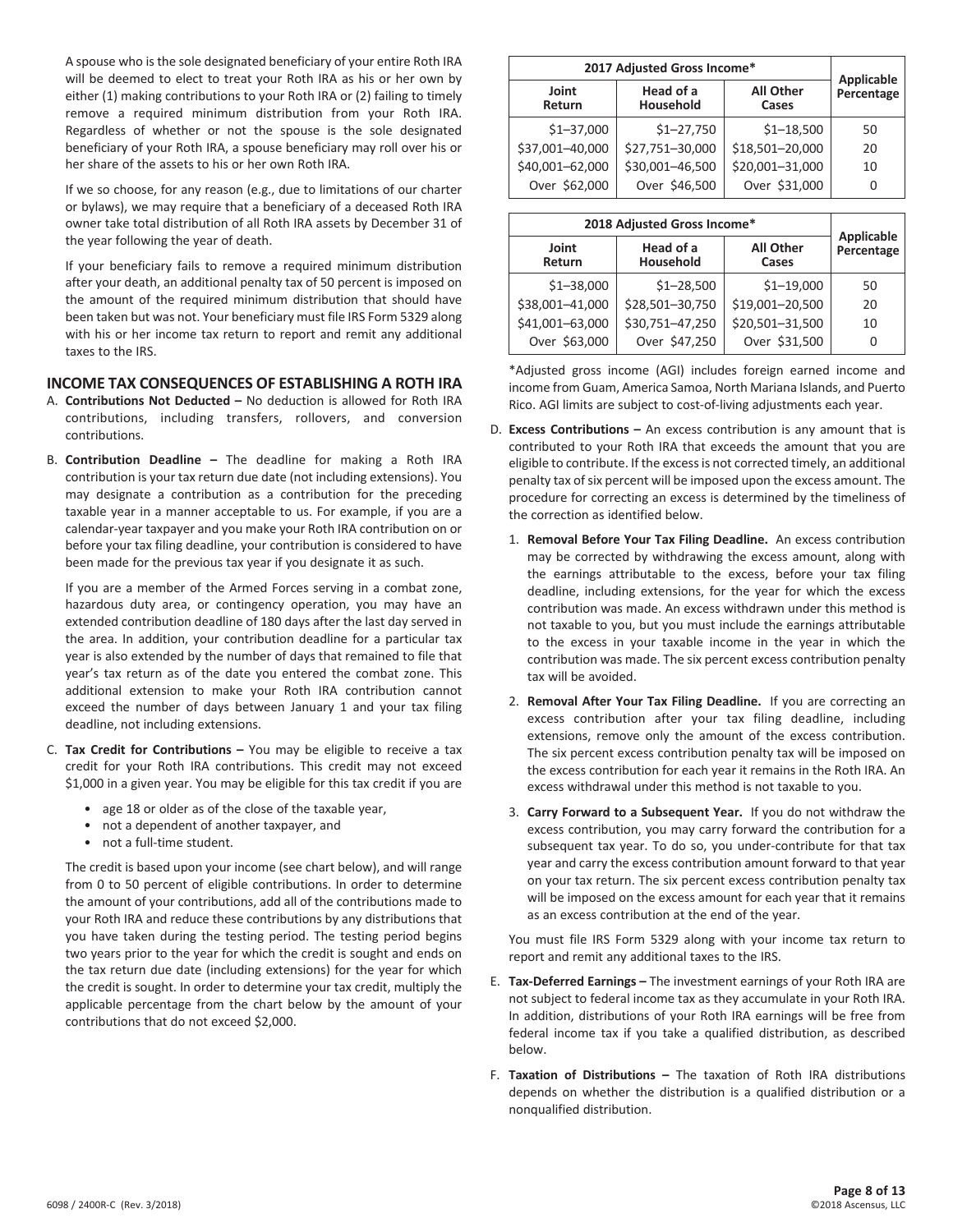A spouse who is the sole designated beneficiary of your entire Roth IRA will be deemed to elect to treat your Roth IRA as his or her own by either (1) making contributions to your Roth IRA or (2) failing to timely remove a required minimum distribution from your Roth IRA. Regardless of whether or not the spouse is the sole designated beneficiary of your Roth IRA, a spouse beneficiary may roll over his or her share of the assets to his or her own Roth IRA.

If we so choose, for any reason (e.g., due to limitations of our charter or bylaws), we may require that a beneficiary of a deceased Roth IRA owner take total distribution of all Roth IRA assets by December 31 of the year following the year of death.

If your beneficiary fails to remove a required minimum distribution after your death, an additional penalty tax of 50 percent is imposed on the amount of the required minimum distribution that should have been taken but was not. Your beneficiary must file IRS Form 5329 along with his or her income tax return to report and remit any additional taxes to the IRS.

## INCOME TAX CONSEQUENCES OF ESTABLISHING A ROTH IRA

A. **Contributions Not Deducted –** No deduction is allowed for Roth IRA contributions, including transfers, rollovers, and conversion contributions.

B. **Contribution Deadline –** The deadline for making a Roth IRA contribution is your tax return due date (not including extensions). You may designate a contribution as a contribution for the preceding taxable year in a manner acceptable to us. For example, if you are a calendar-year taxpayer and you make your Roth IRA contribution on or before your tax filing deadline, your contribution is considered to have been made for the previous tax year if you designate it as such.

   If you are a member of the Armed Forces serving in a combat zone, hazardous duty area, or contingency operation, you may have an extended contribution deadline of 180 days after the last day served in the area. In addition, your contribution deadline for a particular tax year is also extended by the number of days that remained to file that year's tax return as of the date you entered the combat zone. This additional extension to make your Roth IRA contribution cannot exceed the number of days between January 1 and your tax filing deadline, not including extensions.

C. **Tax Credit for Contributions –** You may be eligible to receive a tax credit for your Roth IRA contributions. This credit may not exceed $1,000 in a given year. You may be eligible for this tax credit if you are

   - age 18 or older as of the close of the taxable year,
   - not a dependent of another taxpayer, and
   - not a full-time student.

   The credit is based upon your income (see chart below), and will range from 0 to 50 percent of eligible contributions. In order to determine the amount of your contributions, add all of the contributions made to your Roth IRA and reduce these contributions by any distributions that you have taken during the testing period. The testing period begins two years prior to the year for which the credit is sought and ends on the tax return due date (including extensions) for the year for which the credit is sought. In order to determine your tax credit, multiply the applicable percentage from the chart below by the amount of your contributions that do not exceed $2,000.

| 2017 Adjusted Gross Income* | | | Applicable Percentage |
|---|---|---|---|
| Joint Return | Head of a Household | All Other Cases | |
| $1–37,000 | $1–27,750 | $1–18,500 | 50 |
| $37,001–40,000 | $27,751–30,000 | $18,501–20,000 | 20 |
| $40,001–62,000 | $30,001–46,500 | $20,001–31,000 | 10 |
| Over $62,000 | Over $46,500 | Over $31,000 | 0 |

| 2018 Adjusted Gross Income* | | | Applicable Percentage |
|---|---|---|---|
| Joint Return | Head of a Household | All Other Cases | |
| $1–38,000 | $1–28,500 | $1–19,000 | 50 |
| $38,001–41,000 | $28,501–30,750 | $19,001–20,500 | 20 |
| $41,001–63,000 | $30,751–47,250 | $20,501–31,500 | 10 |
| Over $63,000 | Over $47,250 | Over $31,500 | 0 |

*Adjusted gross income (AGI) includes foreign earned income and income from Guam, America Samoa, North Mariana Islands, and Puerto Rico. AGI limits are subject to cost-of-living adjustments each year.

D. **Excess Contributions –** An excess contribution is any amount that is contributed to your Roth IRA that exceeds the amount that you are eligible to contribute. If the excess is not corrected timely, an additional penalty tax of six percent will be imposed upon the excess amount. The procedure for correcting an excess is determined by the timeliness of the correction as identified below.

   1. **Removal Before Your Tax Filing Deadline.** An excess contribution may be corrected by withdrawing the excess amount, along with the earnings attributable to the excess, before your tax filing deadline, including extensions, for the year for which the excess contribution was made. An excess withdrawn under this method is not taxable to you, but you must include the earnings attributable to the excess in your taxable income in the year in which the contribution was made. The six percent excess contribution penalty tax will be avoided.

   2. **Removal After Your Tax Filing Deadline.** If you are correcting an excess contribution after your tax filing deadline, including extensions, remove only the amount of the excess contribution. The six percent excess contribution penalty tax will be imposed on the excess contribution for each year it remains in the Roth IRA. An excess withdrawal under this method is not taxable to you.

   3. **Carry Forward to a Subsequent Year.** If you do not withdraw the excess contribution, you may carry forward the contribution for a subsequent tax year. To do so, you under-contribute for that tax year and carry the excess contribution amount forward to that year on your tax return. The six percent excess contribution penalty tax will be imposed on the excess amount for each year that it remains as an excess contribution at the end of the year.

   You must file IRS Form 5329 along with your income tax return to report and remit any additional taxes to the IRS.

E. **Tax-Deferred Earnings –** The investment earnings of your Roth IRA are not subject to federal income tax as they accumulate in your Roth IRA. In addition, distributions of your Roth IRA earnings will be free from federal income tax if you take a qualified distribution, as described below.

F. **Taxation of Distributions –** The taxation of Roth IRA distributions depends on whether the distribution is a qualified distribution or a nonqualified distribution.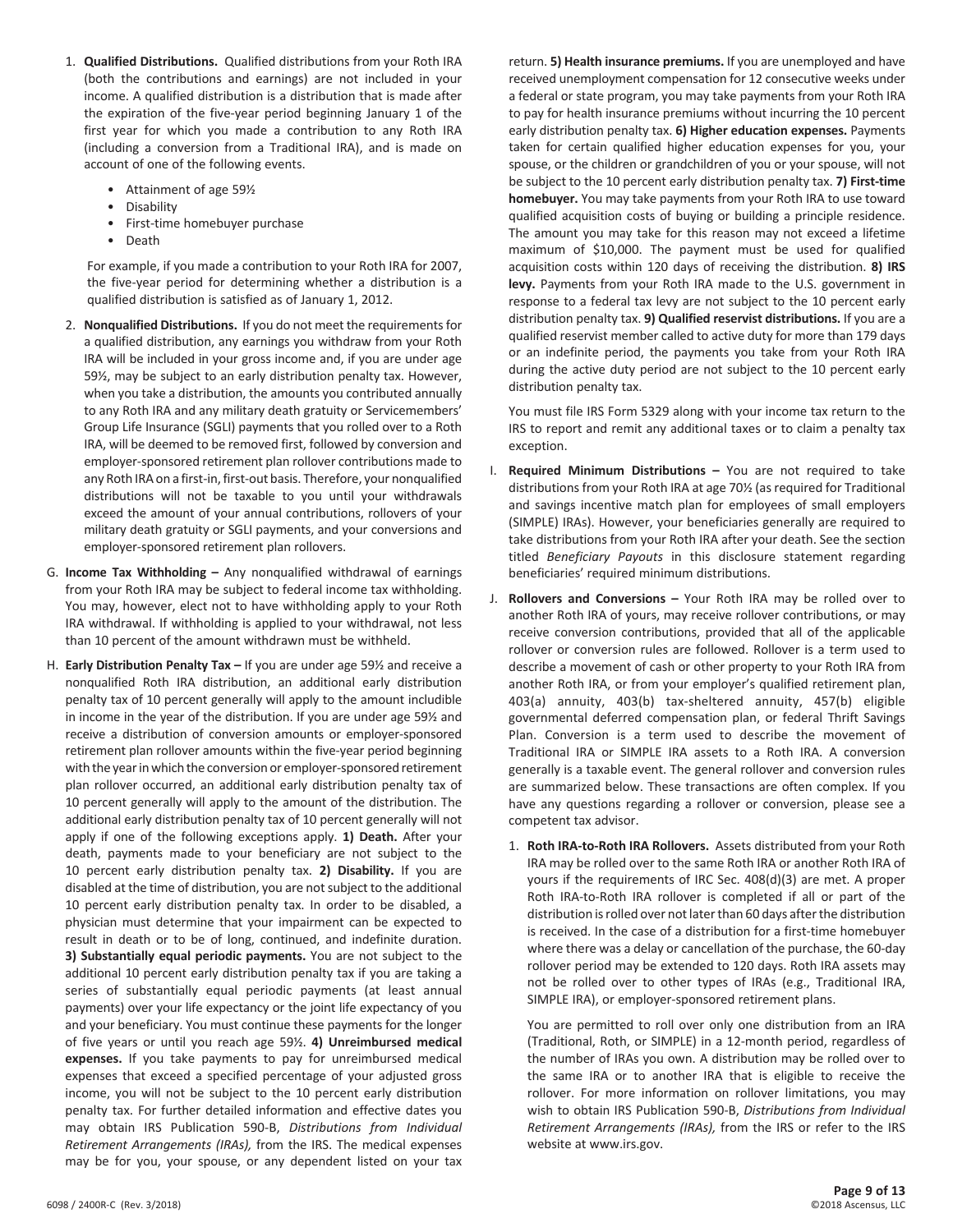1. **Qualified Distributions.** Qualified distributions from your Roth IRA (both the contributions and earnings) are not included in your income. A qualified distribution is a distribution that is made after the expiration of the five-year period beginning January 1 of the first year for which you made a contribution to any Roth IRA (including a conversion from a Traditional IRA), and is made on account of one of the following events.

   - Attainment of age 59½
   - Disability
   - First-time homebuyer purchase
   - Death

   For example, if you made a contribution to your Roth IRA for 2007, the five-year period for determining whether a distribution is a qualified distribution is satisfied as of January 1, 2012.

2. **Nonqualified Distributions.** If you do not meet the requirements for a qualified distribution, any earnings you withdraw from your Roth IRA will be included in your gross income and, if you are under age 59½, may be subject to an early distribution penalty tax. However, when you take a distribution, the amounts you contributed annually to any Roth IRA and any military death gratuity or Servicemembers' Group Life Insurance (SGLI) payments that you rolled over to a Roth IRA, will be deemed to be removed first, followed by conversion and employer-sponsored retirement plan rollover contributions made to any Roth IRA on a first-in, first-out basis. Therefore, your nonqualified distributions will not be taxable to you until your withdrawals exceed the amount of your annual contributions, rollovers of your military death gratuity or SGLI payments, and your conversions and employer-sponsored retirement plan rollovers.

G. **Income Tax Withholding –** Any nonqualified withdrawal of earnings from your Roth IRA may be subject to federal income tax withholding. You may, however, elect not to have withholding apply to your Roth IRA withdrawal. If withholding is applied to your withdrawal, not less than 10 percent of the amount withdrawn must be withheld.

H. **Early Distribution Penalty Tax –** If you are under age 59½ and receive a nonqualified Roth IRA distribution, an additional early distribution penalty tax of 10 percent generally will apply to the amount includible in income in the year of the distribution. If you are under age 59½ and receive a distribution of conversion amounts or employer-sponsored retirement plan rollover amounts within the five-year period beginning with the year in which the conversion or employer-sponsored retirement plan rollover occurred, an additional early distribution penalty tax of 10 percent generally will apply to the amount of the distribution. The additional early distribution penalty tax of 10 percent generally will not apply if one of the following exceptions apply. **1) Death.** After your death, payments made to your beneficiary are not subject to the 10 percent early distribution penalty tax. **2) Disability.** If you are disabled at the time of distribution, you are not subject to the additional 10 percent early distribution penalty tax. In order to be disabled, a physician must determine that your impairment can be expected to result in death or to be of long, continued, and indefinite duration. **3) Substantially equal periodic payments.** You are not subject to the additional 10 percent early distribution penalty tax if you are taking a series of substantially equal periodic payments (at least annual payments) over your life expectancy or the joint life expectancy of you and your beneficiary. You must continue these payments for the longer of five years or until you reach age 59½. **4) Unreimbursed medical expenses.** If you take payments to pay for unreimbursed medical expenses that exceed a specified percentage of your adjusted gross income, you will not be subject to the 10 percent early distribution penalty tax. For further detailed information and effective dates you may obtain IRS Publication 590-B, *Distributions from Individual Retirement Arrangements (IRAs),* from the IRS. The medical expenses may be for you, your spouse, or any dependent listed on your tax return. **5) Health insurance premiums.** If you are unemployed and have received unemployment compensation for 12 consecutive weeks under a federal or state program, you may take payments from your Roth IRA to pay for health insurance premiums without incurring the 10 percent early distribution penalty tax. **6) Higher education expenses.** Payments taken for certain qualified higher education expenses for you, your spouse, or the children or grandchildren of you or your spouse, will not be subject to the 10 percent early distribution penalty tax. **7) First-time homebuyer.** You may take payments from your Roth IRA to use toward qualified acquisition costs of buying or building a principle residence. The amount you may take for this reason may not exceed a lifetime maximum of $10,000. The payment must be used for qualified acquisition costs within 120 days of receiving the distribution. **8) IRS levy.** Payments from your Roth IRA made to the U.S. government in response to a federal tax levy are not subject to the 10 percent early distribution penalty tax. **9) Qualified reservist distributions.** If you are a qualified reservist member called to active duty for more than 179 days or an indefinite period, the payments you take from your Roth IRA during the active duty period are not subject to the 10 percent early distribution penalty tax.

   You must file IRS Form 5329 along with your income tax return to the IRS to report and remit any additional taxes or to claim a penalty tax exception.

I. **Required Minimum Distributions –** You are not required to take distributions from your Roth IRA at age 70½ (as required for Traditional and savings incentive match plan for employees of small employers (SIMPLE) IRAs). However, your beneficiaries generally are required to take distributions from your Roth IRA after your death. See the section titled *Beneficiary Payouts* in this disclosure statement regarding beneficiaries' required minimum distributions.

J. **Rollovers and Conversions –** Your Roth IRA may be rolled over to another Roth IRA of yours, may receive rollover contributions, or may receive conversion contributions, provided that all of the applicable rollover or conversion rules are followed. Rollover is a term used to describe a movement of cash or other property to your Roth IRA from another Roth IRA, or from your employer's qualified retirement plan, 403(a) annuity, 403(b) tax-sheltered annuity, 457(b) eligible governmental deferred compensation plan, or federal Thrift Savings Plan. Conversion is a term used to describe the movement of Traditional IRA or SIMPLE IRA assets to a Roth IRA. A conversion generally is a taxable event. The general rollover and conversion rules are summarized below. These transactions are often complex. If you have any questions regarding a rollover or conversion, please see a competent tax advisor.

   1. **Roth IRA-to-Roth IRA Rollovers.** Assets distributed from your Roth IRA may be rolled over to the same Roth IRA or another Roth IRA of yours if the requirements of IRC Sec. 408(d)(3) are met. A proper Roth IRA-to-Roth IRA rollover is completed if all or part of the distribution is rolled over not later than 60 days after the distribution is received. In the case of a distribution for a first-time homebuyer where there was a delay or cancellation of the purchase, the 60-day rollover period may be extended to 120 days. Roth IRA assets may not be rolled over to other types of IRAs (e.g., Traditional IRA, SIMPLE IRA), or employer-sponsored retirement plans.

      You are permitted to roll over only one distribution from an IRA (Traditional, Roth, or SIMPLE) in a 12-month period, regardless of the number of IRAs you own. A distribution may be rolled over to the same IRA or to another IRA that is eligible to receive the rollover. For more information on rollover limitations, you may wish to obtain IRS Publication 590-B, *Distributions from Individual Retirement Arrangements (IRAs),* from the IRS or refer to the IRS website at www.irs.gov.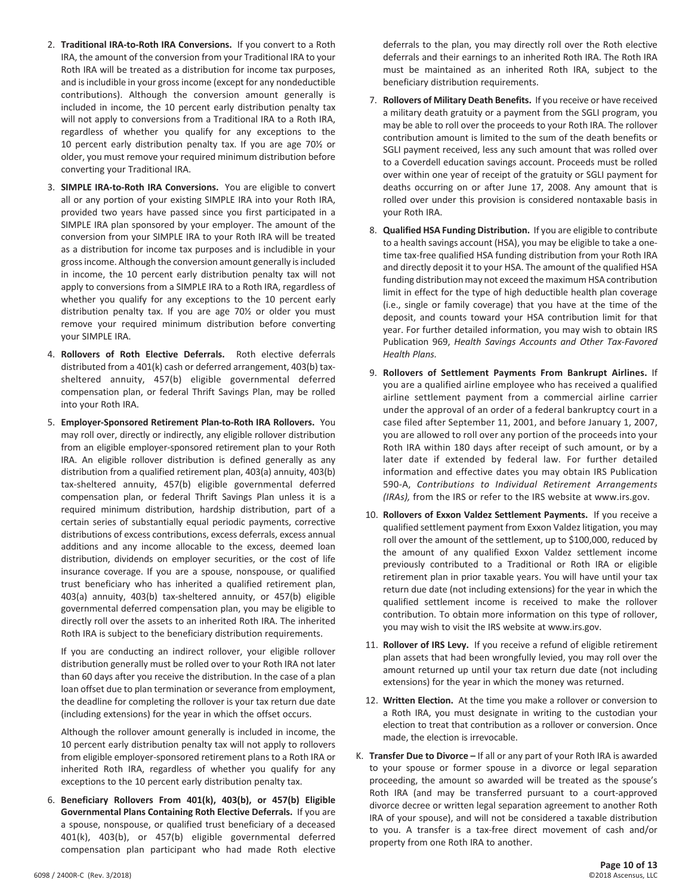2. **Traditional IRA-to-Roth IRA Conversions.** If you convert to a Roth IRA, the amount of the conversion from your Traditional IRA to your Roth IRA will be treated as a distribution for income tax purposes, and is includible in your gross income (except for any nondeductible contributions). Although the conversion amount generally is included in income, the 10 percent early distribution penalty tax will not apply to conversions from a Traditional IRA to a Roth IRA, regardless of whether you qualify for any exceptions to the 10 percent early distribution penalty tax. If you are age 70½ or older, you must remove your required minimum distribution before converting your Traditional IRA.

3. **SIMPLE IRA-to-Roth IRA Conversions.** You are eligible to convert all or any portion of your existing SIMPLE IRA into your Roth IRA, provided two years have passed since you first participated in a SIMPLE IRA plan sponsored by your employer. The amount of the conversion from your SIMPLE IRA to your Roth IRA will be treated as a distribution for income tax purposes and is includible in your gross income. Although the conversion amount generally is included in income, the 10 percent early distribution penalty tax will not apply to conversions from a SIMPLE IRA to a Roth IRA, regardless of whether you qualify for any exceptions to the 10 percent early distribution penalty tax. If you are age 70½ or older you must remove your required minimum distribution before converting your SIMPLE IRA.

4. **Rollovers of Roth Elective Deferrals.** Roth elective deferrals distributed from a 401(k) cash or deferred arrangement, 403(b) tax-sheltered annuity, 457(b) eligible governmental deferred compensation plan, or federal Thrift Savings Plan, may be rolled into your Roth IRA.

5. **Employer-Sponsored Retirement Plan-to-Roth IRA Rollovers.** You may roll over, directly or indirectly, any eligible rollover distribution from an eligible employer-sponsored retirement plan to your Roth IRA. An eligible rollover distribution is defined generally as any distribution from a qualified retirement plan, 403(a) annuity, 403(b) tax-sheltered annuity, 457(b) eligible governmental deferred compensation plan, or federal Thrift Savings Plan unless it is a required minimum distribution, hardship distribution, part of a certain series of substantially equal periodic payments, corrective distributions of excess contributions, excess deferrals, excess annual additions and any income allocable to the excess, deemed loan distribution, dividends on employer securities, or the cost of life insurance coverage. If you are a spouse, nonspouse, or qualified trust beneficiary who has inherited a qualified retirement plan, 403(a) annuity, 403(b) tax-sheltered annuity, or 457(b) eligible governmental deferred compensation plan, you may be eligible to directly roll over the assets to an inherited Roth IRA. The inherited Roth IRA is subject to the beneficiary distribution requirements.

   If you are conducting an indirect rollover, your eligible rollover distribution generally must be rolled over to your Roth IRA not later than 60 days after you receive the distribution. In the case of a plan loan offset due to plan termination or severance from employment, the deadline for completing the rollover is your tax return due date (including extensions) for the year in which the offset occurs.

   Although the rollover amount generally is included in income, the 10 percent early distribution penalty tax will not apply to rollovers from eligible employer-sponsored retirement plans to a Roth IRA or inherited Roth IRA, regardless of whether you qualify for any exceptions to the 10 percent early distribution penalty tax.

6. **Beneficiary Rollovers From 401(k), 403(b), or 457(b) Eligible Governmental Plans Containing Roth Elective Deferrals.** If you are a spouse, nonspouse, or qualified trust beneficiary of a deceased 401(k), 403(b), or 457(b) eligible governmental deferred compensation plan participant who had made Roth elective deferrals to the plan, you may directly roll over the Roth elective deferrals and their earnings to an inherited Roth IRA. The Roth IRA must be maintained as an inherited Roth IRA, subject to the beneficiary distribution requirements.

7. **Rollovers of Military Death Benefits.** If you receive or have received a military death gratuity or a payment from the SGLI program, you may be able to roll over the proceeds to your Roth IRA. The rollover contribution amount is limited to the sum of the death benefits or SGLI payment received, less any such amount that was rolled over to a Coverdell education savings account. Proceeds must be rolled over within one year of receipt of the gratuity or SGLI payment for deaths occurring on or after June 17, 2008. Any amount that is rolled over under this provision is considered nontaxable basis in your Roth IRA.

8. **Qualified HSA Funding Distribution.** If you are eligible to contribute to a health savings account (HSA), you may be eligible to take a one-time tax-free qualified HSA funding distribution from your Roth IRA and directly deposit it to your HSA. The amount of the qualified HSA funding distribution may not exceed the maximum HSA contribution limit in effect for the type of high deductible health plan coverage (i.e., single or family coverage) that you have at the time of the deposit, and counts toward your HSA contribution limit for that year. For further detailed information, you may wish to obtain IRS Publication 969, *Health Savings Accounts and Other Tax-Favored Health Plans.*

9. **Rollovers of Settlement Payments From Bankrupt Airlines.** If you are a qualified airline employee who has received a qualified airline settlement payment from a commercial airline carrier under the approval of an order of a federal bankruptcy court in a case filed after September 11, 2001, and before January 1, 2007, you are allowed to roll over any portion of the proceeds into your Roth IRA within 180 days after receipt of such amount, or by a later date if extended by federal law. For further detailed information and effective dates you may obtain IRS Publication 590-A, *Contributions to Individual Retirement Arrangements (IRAs),* from the IRS or refer to the IRS website at www.irs.gov.

10. **Rollovers of Exxon Valdez Settlement Payments.** If you receive a qualified settlement payment from Exxon Valdez litigation, you may roll over the amount of the settlement, up to $100,000, reduced by the amount of any qualified Exxon Valdez settlement income previously contributed to a Traditional or Roth IRA or eligible retirement plan in prior taxable years. You will have until your tax return due date (not including extensions) for the year in which the qualified settlement income is received to make the rollover contribution. To obtain more information on this type of rollover, you may wish to visit the IRS website at www.irs.gov.

11. **Rollover of IRS Levy.** If you receive a refund of eligible retirement plan assets that had been wrongfully levied, you may roll over the amount returned up until your tax return due date (not including extensions) for the year in which the money was returned.

12. **Written Election.** At the time you make a rollover or conversion to a Roth IRA, you must designate in writing to the custodian your election to treat that contribution as a rollover or conversion. Once made, the election is irrevocable.

K. **Transfer Due to Divorce –** If all or any part of your Roth IRA is awarded to your spouse or former spouse in a divorce or legal separation proceeding, the amount so awarded will be treated as the spouse's Roth IRA (and may be transferred pursuant to a court-approved divorce decree or written legal separation agreement to another Roth IRA of your spouse), and will not be considered a taxable distribution to you. A transfer is a tax-free direct movement of cash and/or property from one Roth IRA to another.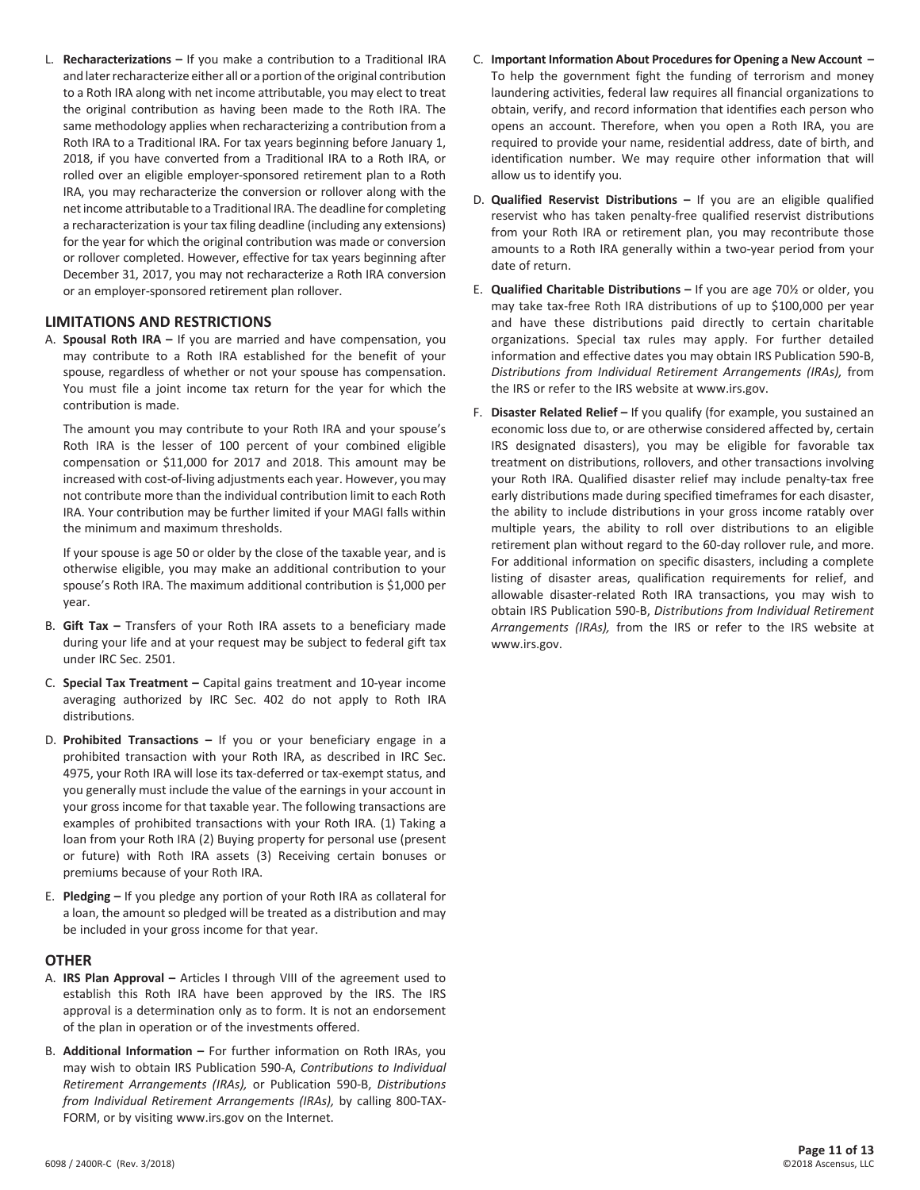L. **Recharacterizations –** If you make a contribution to a Traditional IRA and later recharacterize either all or a portion of the original contribution to a Roth IRA along with net income attributable, you may elect to treat the original contribution as having been made to the Roth IRA. The same methodology applies when recharacterizing a contribution from a Roth IRA to a Traditional IRA. For tax years beginning before January 1, 2018, if you have converted from a Traditional IRA to a Roth IRA, or rolled over an eligible employer-sponsored retirement plan to a Roth IRA, you may recharacterize the conversion or rollover along with the net income attributable to a Traditional IRA. The deadline for completing a recharacterization is your tax filing deadline (including any extensions) for the year for which the original contribution was made or conversion or rollover completed. However, effective for tax years beginning after December 31, 2017, you may not recharacterize a Roth IRA conversion or an employer-sponsored retirement plan rollover.

## LIMITATIONS AND RESTRICTIONS

A. **Spousal Roth IRA –** If you are married and have compensation, you may contribute to a Roth IRA established for the benefit of your spouse, regardless of whether or not your spouse has compensation. You must file a joint income tax return for the year for which the contribution is made.

   The amount you may contribute to your Roth IRA and your spouse's Roth IRA is the lesser of 100 percent of your combined eligible compensation or $11,000 for 2017 and 2018. This amount may be increased with cost-of-living adjustments each year. However, you may not contribute more than the individual contribution limit to each Roth IRA. Your contribution may be further limited if your MAGI falls within the minimum and maximum thresholds.

   If your spouse is age 50 or older by the close of the taxable year, and is otherwise eligible, you may make an additional contribution to your spouse's Roth IRA. The maximum additional contribution is $1,000 per year.

B. **Gift Tax –** Transfers of your Roth IRA assets to a beneficiary made during your life and at your request may be subject to federal gift tax under IRC Sec. 2501.

C. **Special Tax Treatment –** Capital gains treatment and 10-year income averaging authorized by IRC Sec. 402 do not apply to Roth IRA distributions.

D. **Prohibited Transactions –** If you or your beneficiary engage in a prohibited transaction with your Roth IRA, as described in IRC Sec. 4975, your Roth IRA will lose its tax-deferred or tax-exempt status, and you generally must include the value of the earnings in your account in your gross income for that taxable year. The following transactions are examples of prohibited transactions with your Roth IRA. (1) Taking a loan from your Roth IRA (2) Buying property for personal use (present or future) with Roth IRA assets (3) Receiving certain bonuses or premiums because of your Roth IRA.

E. **Pledging –** If you pledge any portion of your Roth IRA as collateral for a loan, the amount so pledged will be treated as a distribution and may be included in your gross income for that year.

## OTHER

A. **IRS Plan Approval –** Articles I through VIII of the agreement used to establish this Roth IRA have been approved by the IRS. The IRS approval is a determination only as to form. It is not an endorsement of the plan in operation or of the investments offered.

B. **Additional Information –** For further information on Roth IRAs, you may wish to obtain IRS Publication 590-A, *Contributions to Individual Retirement Arrangements (IRAs),* or Publication 590-B, *Distributions from Individual Retirement Arrangements (IRAs),* by calling 800-TAX-FORM, or by visiting www.irs.gov on the Internet.

C. **Important Information About Procedures for Opening a New Account –** To help the government fight the funding of terrorism and money laundering activities, federal law requires all financial organizations to obtain, verify, and record information that identifies each person who opens an account. Therefore, when you open a Roth IRA, you are required to provide your name, residential address, date of birth, and identification number. We may require other information that will allow us to identify you.

D. **Qualified Reservist Distributions –** If you are an eligible qualified reservist who has taken penalty-free qualified reservist distributions from your Roth IRA or retirement plan, you may recontribute those amounts to a Roth IRA generally within a two-year period from your date of return.

E. **Qualified Charitable Distributions –** If you are age 70½ or older, you may take tax-free Roth IRA distributions of up to $100,000 per year and have these distributions paid directly to certain charitable organizations. Special tax rules may apply. For further detailed information and effective dates you may obtain IRS Publication 590-B, *Distributions from Individual Retirement Arrangements (IRAs),* from the IRS or refer to the IRS website at www.irs.gov.

F. **Disaster Related Relief –** If you qualify (for example, you sustained an economic loss due to, or are otherwise considered affected by, certain IRS designated disasters), you may be eligible for favorable tax treatment on distributions, rollovers, and other transactions involving your Roth IRA. Qualified disaster relief may include penalty-tax free early distributions made during specified timeframes for each disaster, the ability to include distributions in your gross income ratably over multiple years, the ability to roll over distributions to an eligible retirement plan without regard to the 60-day rollover rule, and more. For additional information on specific disasters, including a complete listing of disaster areas, qualification requirements for relief, and allowable disaster-related Roth IRA transactions, you may wish to obtain IRS Publication 590-B, *Distributions from Individual Retirement Arrangements (IRAs),* from the IRS or refer to the IRS website at www.irs.gov.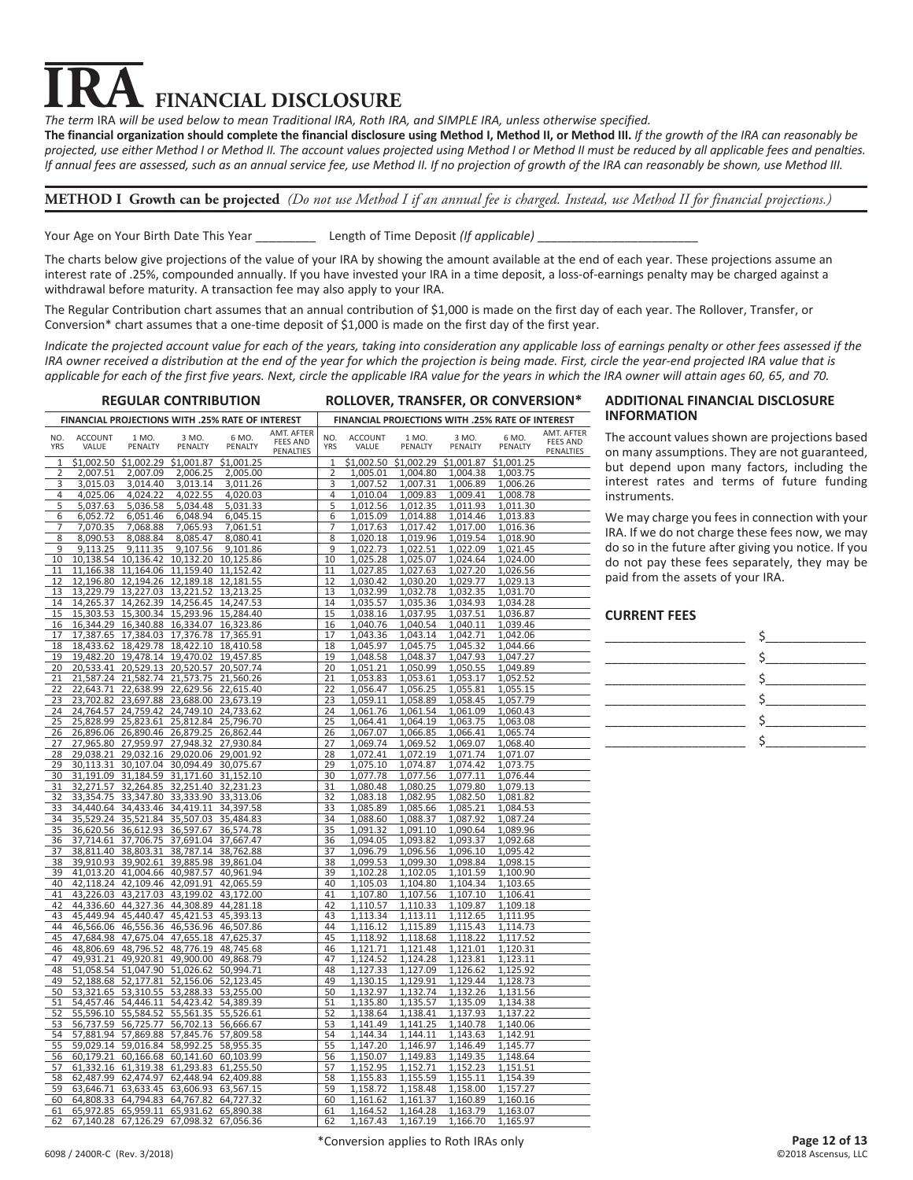# IRA FINANCIAL DISCLOSURE

*The term IRA will be used below to mean Traditional IRA, Roth IRA, and SIMPLE IRA, unless otherwise specified.*

**The financial organization should complete the financial disclosure using Method I, Method II, or Method III.** *If the growth of the IRA can reasonably be projected, use either Method I or Method II. The account values projected using Method I or Method II must be reduced by all applicable fees and penalties. If annual fees are assessed, such as an annual service fee, use Method II. If no projection of growth of the IRA can reasonably be shown, use Method III.*

## METHOD I Growth can be projected *(Do not use Method I if an annual fee is charged. Instead, use Method II for financial projections.)*

Your Age on Your Birth Date This Year _________ Length of Time Deposit *(If applicable)* _______________________

The charts below give projections of the value of your IRA by showing the amount available at the end of each year. These projections assume an interest rate of .25%, compounded annually. If you have invested your IRA in a time deposit, a loss-of-earnings penalty may be charged against a withdrawal before maturity. A transaction fee may also apply to your IRA.

The Regular Contribution chart assumes that an annual contribution of $1,000 is made on the first day of each year. The Rollover, Transfer, or Conversion* chart assumes that a one-time deposit of $1,000 is made on the first day of the first year.

*Indicate the projected account value for each of the years, taking into consideration any applicable loss of earnings penalty or other fees assessed if the IRA owner received a distribution at the end of the year for which the projection is being made. First, circle the year-end projected IRA value that is applicable for each of the first five years. Next, circle the applicable IRA value for the years in which the IRA owner will attain ages 60, 65, and 70.*

### REGULAR CONTRIBUTION

| FINANCIAL PROJECTIONS WITH .25% RATE OF INTEREST | | | | | |
|---|---|---|---|---|---|
| NO. YRS | ACCOUNT VALUE | 1 MO. PENALTY | 3 MO. PENALTY | 6 MO. PENALTY | AMT. AFTER FEES AND PENALTIES |
| 1 | $1,002.50 | $1,002.29 | $1,001.87 | $1,001.25 | |
| 2 | 2,007.51 | 2,007.09 | 2,006.25 | 2,005.00 | |
| 3 | 3,015.03 | 3,014.40 | 3,013.14 | 3,011.26 | |
| 4 | 4,025.06 | 4,024.22 | 4,022.55 | 4,020.03 | |
| 5 | 5,037.63 | 5,036.58 | 5,034.48 | 5,031.33 | |
| 6 | 6,052.72 | 6,051.46 | 6,048.94 | 6,045.15 | |
| 7 | 7,070.35 | 7,068.88 | 7,065.93 | 7,061.51 | |
| 8 | 8,090.53 | 8,088.84 | 8,085.47 | 8,080.41 | |
| 9 | 9,113.25 | 9,111.35 | 9,107.56 | 9,101.86 | |
| 10 | 10,138.54 | 10,136.42 | 10,132.20 | 10,125.86 | |
| 11 | 11,166.38 | 11,164.06 | 11,159.40 | 11,152.42 | |
| 12 | 12,196.80 | 12,194.26 | 12,189.18 | 12,181.55 | |
| 13 | 13,229.79 | 13,227.03 | 13,221.52 | 13,213.25 | |
| 14 | 14,265.37 | 14,262.39 | 14,256.45 | 14,247.53 | |
| 15 | 15,303.53 | 15,300.34 | 15,293.96 | 15,284.40 | |
| 16 | 16,344.29 | 16,340.88 | 16,334.07 | 16,323.86 | |
| 17 | 17,387.65 | 17,384.03 | 17,376.78 | 17,365.91 | |
| 18 | 18,433.62 | 18,429.78 | 18,422.10 | 18,410.58 | |
| 19 | 19,482.20 | 19,478.14 | 19,470.02 | 19,457.85 | |
| 20 | 20,533.41 | 20,529.13 | 20,520.57 | 20,507.74 | |
| 21 | 21,587.24 | 21,582.74 | 21,573.75 | 21,560.26 | |
| 22 | 22,643.71 | 22,638.99 | 22,629.56 | 22,615.40 | |
| 23 | 23,702.82 | 23,697.88 | 23,688.00 | 23,673.19 | |
| 24 | 24,764.57 | 24,759.42 | 24,749.10 | 24,733.62 | |
| 25 | 25,828.99 | 25,823.61 | 25,812.84 | 25,796.70 | |
| 26 | 26,896.06 | 26,890.46 | 26,879.25 | 26,862.44 | |
| 27 | 27,965.80 | 27,959.97 | 27,948.32 | 27,930.84 | |
| 28 | 29,038.21 | 29,032.16 | 29,020.06 | 29,001.92 | |
| 29 | 30,113.31 | 30,107.04 | 30,094.49 | 30,075.67 | |
| 30 | 31,191.09 | 31,184.59 | 31,171.60 | 31,152.10 | |
| 31 | 32,271.57 | 32,264.85 | 32,251.40 | 32,231.23 | |
| 32 | 33,354.75 | 33,347.80 | 33,333.90 | 33,313.06 | |
| 33 | 34,440.64 | 34,433.46 | 34,419.11 | 34,397.58 | |
| 34 | 35,529.24 | 35,521.84 | 35,507.03 | 35,484.83 | |
| 35 | 36,620.56 | 36,612.93 | 36,597.67 | 36,574.78 | |
| 36 | 37,714.61 | 37,706.75 | 37,691.04 | 37,667.47 | |
| 37 | 38,811.40 | 38,803.31 | 38,787.14 | 38,762.88 | |
| 38 | 39,910.93 | 39,902.61 | 39,885.98 | 39,861.04 | |
| 39 | 41,013.20 | 41,004.66 | 40,987.57 | 40,961.94 | |
| 40 | 42,118.24 | 42,109.46 | 42,091.91 | 42,065.59 | |
| 41 | 43,226.03 | 43,217.03 | 43,199.02 | 43,172.00 | |
| 42 | 44,336.60 | 44,327.36 | 44,308.89 | 44,281.18 | |
| 43 | 45,449.94 | 45,440.47 | 45,421.53 | 45,393.13 | |
| 44 | 46,566.06 | 46,556.36 | 46,536.96 | 46,507.86 | |
| 45 | 47,684.98 | 47,675.04 | 47,655.18 | 47,625.37 | |
| 46 | 48,806.69 | 48,796.52 | 48,776.19 | 48,745.68 | |
| 47 | 49,931.21 | 49,920.81 | 49,900.00 | 49,868.79 | |
| 48 | 51,058.54 | 51,047.90 | 51,026.62 | 50,994.71 | |
| 49 | 52,188.68 | 52,177.81 | 52,156.06 | 52,123.45 | |
| 50 | 53,321.65 | 53,310.55 | 53,288.33 | 53,255.00 | |
| 51 | 54,457.46 | 54,446.11 | 54,423.42 | 54,389.39 | |
| 52 | 55,596.10 | 55,584.52 | 55,561.35 | 55,526.61 | |
| 53 | 56,737.59 | 56,725.77 | 56,702.13 | 56,666.67 | |
| 54 | 57,881.94 | 57,869.88 | 57,845.76 | 57,809.58 | |
| 55 | 59,029.14 | 59,016.84 | 58,992.25 | 58,955.35 | |
| 56 | 60,179.21 | 60,166.68 | 60,141.60 | 60,103.99 | |
| 57 | 61,332.16 | 61,319.38 | 61,293.83 | 61,255.50 | |
| 58 | 62,487.99 | 62,474.97 | 62,448.94 | 62,409.88 | |
| 59 | 63,646.71 | 63,633.45 | 63,606.93 | 63,567.15 | |
| 60 | 64,808.33 | 64,794.83 | 64,767.82 | 64,727.32 | |
| 61 | 65,972.85 | 65,959.11 | 65,931.62 | 65,890.38 | |
| 62 | 67,140.28 | 67,126.29 | 67,098.32 | 67,056.36 | |

### ROLLOVER, TRANSFER, OR CONVERSION*

| FINANCIAL PROJECTIONS WITH .25% RATE OF INTEREST | | | | | |
|---|---|---|---|---|---|
| NO. YRS | ACCOUNT VALUE | 1 MO. PENALTY | 3 MO. PENALTY | 6 MO. PENALTY | AMT. AFTER FEES AND PENALTIES |
| 1 | $1,002.50 | $1,002.29 | $1,001.87 | $1,001.25 | |
| 2 | 1,005.01 | 1,004.80 | 1,004.38 | 1,003.75 | |
| 3 | 1,007.52 | 1,007.31 | 1,006.89 | 1,006.26 | |
| 4 | 1,010.04 | 1,009.83 | 1,009.41 | 1,008.78 | |
| 5 | 1,012.56 | 1,012.35 | 1,011.93 | 1,011.30 | |
| 6 | 1,015.09 | 1,014.88 | 1,014.46 | 1,013.83 | |
| 7 | 1,017.63 | 1,017.42 | 1,017.00 | 1,016.36 | |
| 8 | 1,020.18 | 1,019.96 | 1,019.54 | 1,018.90 | |
| 9 | 1,022.73 | 1,022.51 | 1,022.09 | 1,021.45 | |
| 10 | 1,025.28 | 1,025.07 | 1,024.64 | 1,024.00 | |
| 11 | 1,027.85 | 1,027.63 | 1,027.20 | 1,026.56 | |
| 12 | 1,030.42 | 1,030.20 | 1,029.77 | 1,029.13 | |
| 13 | 1,032.99 | 1,032.78 | 1,032.35 | 1,031.70 | |
| 14 | 1,035.57 | 1,035.36 | 1,034.93 | 1,034.28 | |
| 15 | 1,038.16 | 1,037.95 | 1,037.51 | 1,036.87 | |
| 16 | 1,040.76 | 1,040.54 | 1,040.11 | 1,039.46 | |
| 17 | 1,043.36 | 1,043.14 | 1,042.71 | 1,042.06 | |
| 18 | 1,045.97 | 1,045.75 | 1,045.32 | 1,044.66 | |
| 19 | 1,048.58 | 1,048.37 | 1,047.93 | 1,047.27 | |
| 20 | 1,051.21 | 1,050.99 | 1,050.55 | 1,049.89 | |
| 21 | 1,053.83 | 1,053.61 | 1,053.17 | 1,052.52 | |
| 22 | 1,056.47 | 1,056.25 | 1,055.81 | 1,055.15 | |
| 23 | 1,059.11 | 1,058.89 | 1,058.45 | 1,057.79 | |
| 24 | 1,061.76 | 1,061.54 | 1,061.09 | 1,060.43 | |
| 25 | 1,064.41 | 1,064.19 | 1,063.75 | 1,063.08 | |
| 26 | 1,067.07 | 1,066.85 | 1,066.41 | 1,065.74 | |
| 27 | 1,069.74 | 1,069.52 | 1,069.07 | 1,068.40 | |
| 28 | 1,072.41 | 1,072.19 | 1,071.74 | 1,071.07 | |
| 29 | 1,075.10 | 1,074.87 | 1,074.42 | 1,073.75 | |
| 30 | 1,077.78 | 1,077.56 | 1,077.11 | 1,076.44 | |
| 31 | 1,080.48 | 1,080.25 | 1,079.80 | 1,079.13 | |
| 32 | 1,083.18 | 1,082.95 | 1,082.50 | 1,081.82 | |
| 33 | 1,085.89 | 1,085.66 | 1,085.21 | 1,084.53 | |
| 34 | 1,088.60 | 1,088.37 | 1,087.92 | 1,087.24 | |
| 35 | 1,091.32 | 1,091.10 | 1,090.64 | 1,089.96 | |
| 36 | 1,094.05 | 1,093.82 | 1,093.37 | 1,092.68 | |
| 37 | 1,096.79 | 1,096.56 | 1,096.10 | 1,095.42 | |
| 38 | 1,099.53 | 1,099.30 | 1,098.84 | 1,098.15 | |
| 39 | 1,102.28 | 1,102.05 | 1,101.59 | 1,100.90 | |
| 40 | 1,105.03 | 1,104.80 | 1,104.34 | 1,103.65 | |
| 41 | 1,107.80 | 1,107.56 | 1,107.10 | 1,106.41 | |
| 42 | 1,110.57 | 1,110.33 | 1,109.87 | 1,109.18 | |
| 43 | 1,113.34 | 1,113.11 | 1,112.65 | 1,111.95 | |
| 44 | 1,116.12 | 1,115.89 | 1,115.43 | 1,114.73 | |
| 45 | 1,118.92 | 1,118.68 | 1,118.22 | 1,117.52 | |
| 46 | 1,121.71 | 1,121.48 | 1,121.01 | 1,120.31 | |
| 47 | 1,124.52 | 1,124.28 | 1,123.81 | 1,123.11 | |
| 48 | 1,127.33 | 1,127.09 | 1,126.62 | 1,125.92 | |
| 49 | 1,130.15 | 1,129.91 | 1,129.44 | 1,128.73 | |
| 50 | 1,132.97 | 1,132.74 | 1,132.26 | 1,131.56 | |
| 51 | 1,135.80 | 1,135.57 | 1,135.09 | 1,134.38 | |
| 52 | 1,138.64 | 1,138.41 | 1,137.93 | 1,137.22 | |
| 53 | 1,141.49 | 1,141.25 | 1,140.78 | 1,140.06 | |
| 54 | 1,144.34 | 1,144.11 | 1,143.63 | 1,142.91 | |
| 55 | 1,147.20 | 1,146.97 | 1,146.49 | 1,145.77 | |
| 56 | 1,150.07 | 1,149.83 | 1,149.35 | 1,148.64 | |
| 57 | 1,152.95 | 1,152.71 | 1,152.23 | 1,151.51 | |
| 58 | 1,155.83 | 1,155.59 | 1,155.11 | 1,154.39 | |
| 59 | 1,158.72 | 1,158.48 | 1,158.00 | 1,157.27 | |
| 60 | 1,161.62 | 1,161.37 | 1,160.89 | 1,160.16 | |
| 61 | 1,164.52 | 1,164.28 | 1,163.79 | 1,163.07 | |
| 62 | 1,167.43 | 1,167.19 | 1,166.70 | 1,165.97 | |

*Conversion applies to Roth IRAs only

### ADDITIONAL FINANCIAL DISCLOSURE INFORMATION

The account values shown are projections based on many assumptions. They are not guaranteed, but depend upon many factors, including the interest rates and terms of future funding instruments.

We may charge you fees in connection with your IRA. If we do not charge these fees now, we may do so in the future after giving you notice. If you do not pay these fees separately, they may be paid from the assets of your IRA.

### CURRENT FEES

____________________ $______________

____________________ $______________

____________________ $______________

____________________ $______________

____________________ $______________

____________________ $______________

6098 / 2400R-C (Rev. 3/2018)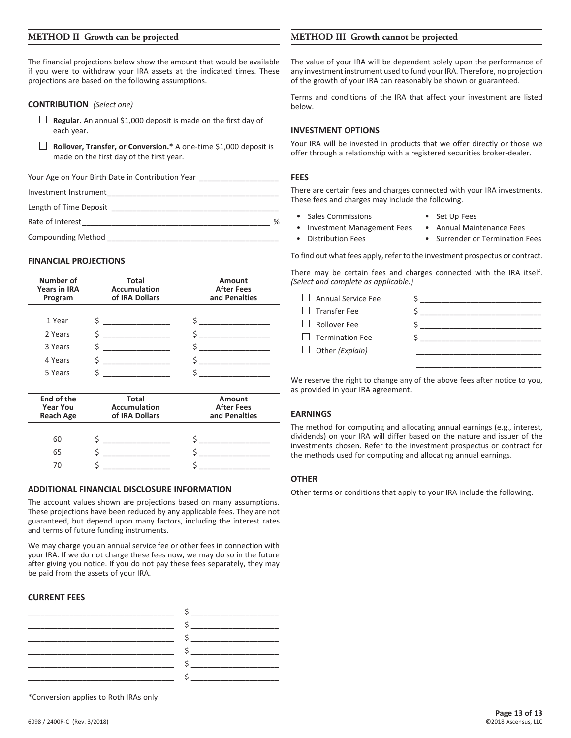## METHOD II Growth can be projected

The financial projections below show the amount that would be available if you were to withdraw your IRA assets at the indicated times. These projections are based on the following assumptions.

### CONTRIBUTION *(Select one)*

☐ **Regular.** An annual $1,000 deposit is made on the first day of each year.

☐ **Rollover, Transfer, or Conversion.*** A one-time $1,000 deposit is made on the first day of the first year.

Your Age on Your Birth Date in Contribution Year __________________

Investment Instrument ________________________________________

Length of Time Deposit _______________________________________

Rate of Interest ___________________________________________ %

Compounding Method _________________________________________

### FINANCIAL PROJECTIONS

| Number of Years in IRA Program | Total Accumulation of IRA Dollars | Amount After Fees and Penalties |
|---|---|---|
| 1 Year | $ ______________ | $ ______________ |
| 2 Years | $ ______________ | $ ______________ |
| 3 Years | $ ______________ | $ ______________ |
| 4 Years | $ ______________ | $ ______________ |
| 5 Years | $ ______________ | $ ______________ |

| End of the Year You Reach Age | Total Accumulation of IRA Dollars | Amount After Fees and Penalties |
|---|---|---|
| 60 | $ ______________ | $ ______________ |
| 65 | $ ______________ | $ ______________ |
| 70 | $ ______________ | $ ______________ |

### ADDITIONAL FINANCIAL DISCLOSURE INFORMATION

The account values shown are projections based on many assumptions. These projections have been reduced by any applicable fees. They are not guaranteed, but depend upon many factors, including the interest rates and terms of future funding instruments.

We may charge you an annual service fee or other fees in connection with your IRA. If we do not charge these fees now, we may do so in the future after giving you notice. If you do not pay these fees separately, they may be paid from the assets of your IRA.

### CURRENT FEES

| | |
|---|---|
| ______________________________ | $ __________________ |
| ______________________________ | $ __________________ |
| ______________________________ | $ __________________ |
| ______________________________ | $ __________________ |
| ______________________________ | $ __________________ |
| ______________________________ | $ __________________ |

*Conversion applies to Roth IRAs only

## METHOD III Growth cannot be projected

The value of your IRA will be dependent solely upon the performance of any investment instrument used to fund your IRA. Therefore, no projection of the growth of your IRA can reasonably be shown or guaranteed.

Terms and conditions of the IRA that affect your investment are listed below.

### INVESTMENT OPTIONS

Your IRA will be invested in products that we offer directly or those we offer through a relationship with a registered securities broker-dealer.

### FEES

There are certain fees and charges connected with your IRA investments. These fees and charges may include the following.

- Sales Commissions
- Investment Management Fees
- Distribution Fees
- Set Up Fees
- Annual Maintenance Fees
- Surrender or Termination Fees

To find out what fees apply, refer to the investment prospectus or contract.

There may be certain fees and charges connected with the IRA itself. *(Select and complete as applicable.)*

☐ Annual Service Fee $ __________________________

☐ Transfer Fee $ __________________________

☐ Rollover Fee $ __________________________

☐ Termination Fee $ __________________________

☐ Other *(Explain)* __________________________

__________________________

We reserve the right to change any of the above fees after notice to you, as provided in your IRA agreement.

### EARNINGS

The method for computing and allocating annual earnings (e.g., interest, dividends) on your IRA will differ based on the nature and issuer of the investments chosen. Refer to the investment prospectus or contract for the methods used for computing and allocating annual earnings.

### OTHER

Other terms or conditions that apply to your IRA include the following.

6098 / 2400R-C (Rev. 3/2018)

©2018 Ascensus, LLC